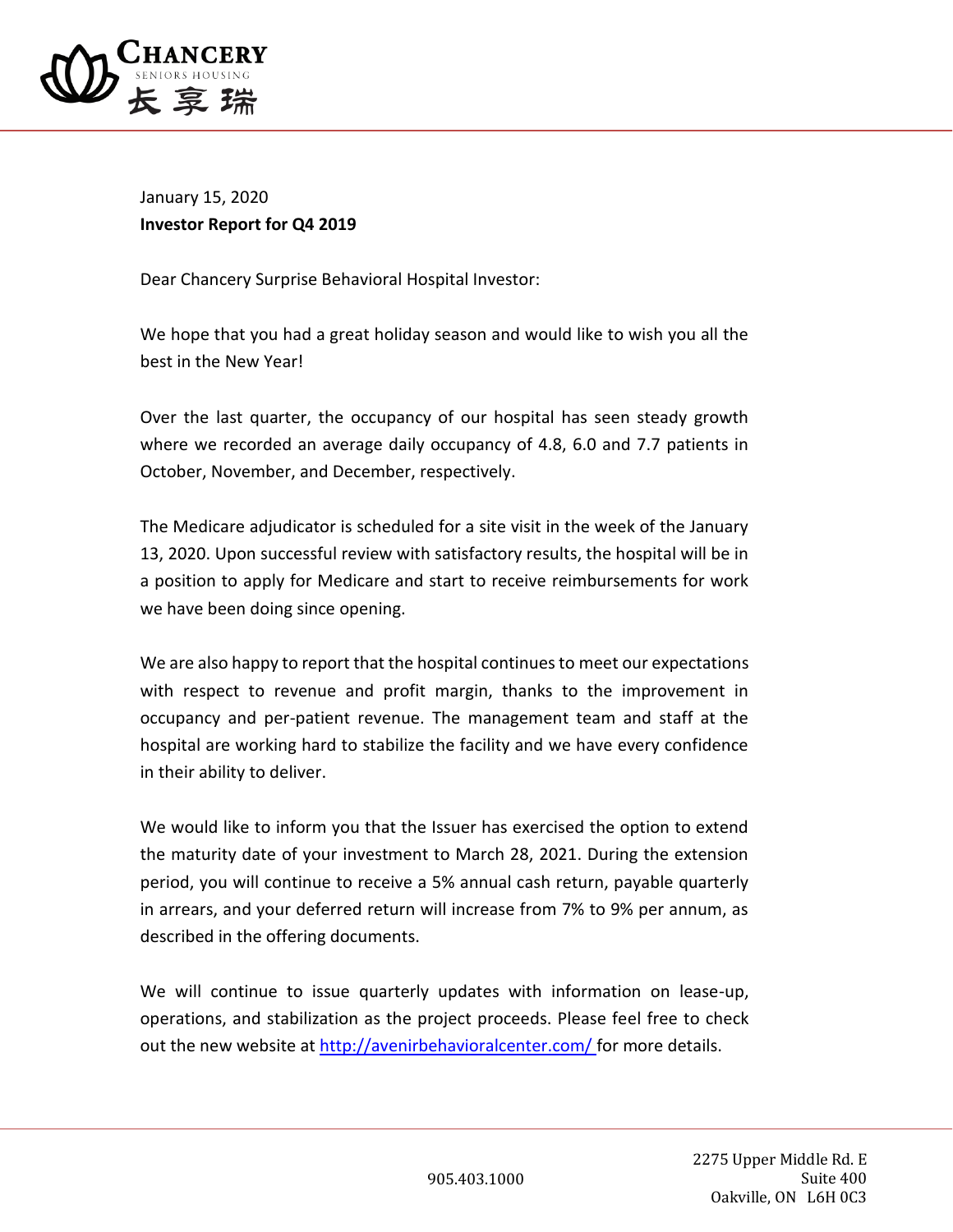January 15, 2020
**Investor Report for Q4 2019**

Dear Chancery Surprise Behavioral Hospital Investor:

We hope that you had a great holiday season and would like to wish you all the best in the New Year!

Over the last quarter, the occupancy of our hospital has seen steady growth where we recorded an average daily occupancy of 4.8, 6.0 and 7.7 patients in October, November, and December, respectively.

The Medicare adjudicator is scheduled for a site visit in the week of the January 13, 2020. Upon successful review with satisfactory results, the hospital will be in a position to apply for Medicare and start to receive reimbursements for work we have been doing since opening.

We are also happy to report that the hospital continues to meet our expectations with respect to revenue and profit margin, thanks to the improvement in occupancy and per-patient revenue. The management team and staff at the hospital are working hard to stabilize the facility and we have every confidence in their ability to deliver.

We would like to inform you that the Issuer has exercised the option to extend the maturity date of your investment to March 28, 2021. During the extension period, you will continue to receive a 5% annual cash return, payable quarterly in arrears, and your deferred return will increase from 7% to 9% per annum, as described in the offering documents.

We will continue to issue quarterly updates with information on lease-up, operations, and stabilization as the project proceeds. Please feel free to check out the new website at http://avenirbehavioralcenter.com/ for more details.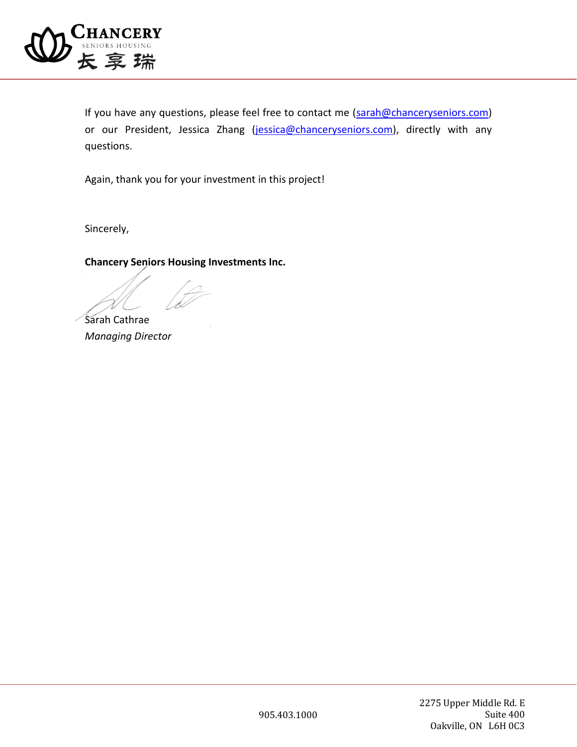If you have any questions, please feel free to contact me (sarah@chanceryseniors.com) or our President, Jessica Zhang (jessica@chanceryseniors.com), directly with any questions.

Again, thank you for your investment in this project!

Sincerely,

**Chancery Seniors Housing Investments Inc.**

Sarah Cathrae
*Managing Director*

905.403.1000

2275 Upper Middle Rd. E
Suite 400
Oakville, ON L6H 0C3